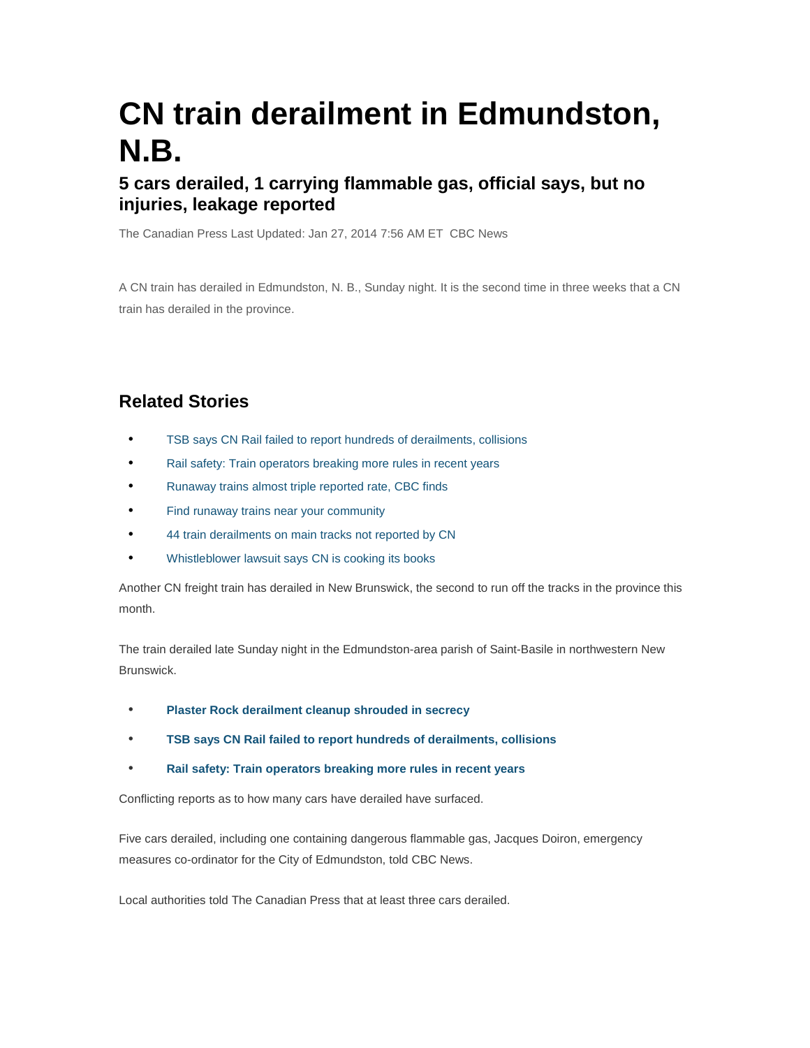# CN train derailment in Edmundston, N.B.

## 5 cars derailed, 1 carrying flammable gas, official says, but no injuries, leakage reported

The Canadian Press Last Updated: Jan 27, 2014 7:56 AM ET CBC News

A CN train has derailed in Edmundston, N. B., Sunday night. It is the second time in three weeks that a CN train has derailed in the province.

## Related Stories

- TSB says CN Rail failed to report hundreds of derailments, collisions
- Rail safety: Train operators breaking more rules in recent years
- Runaway trains almost triple reported rate, CBC finds
- Find runaway trains near your community
- 44 train derailments on main tracks not reported by CN
- Whistleblower lawsuit says CN is cooking its books

Another CN freight train has derailed in New Brunswick, the second to run off the tracks in the province this month.

The train derailed late Sunday night in the Edmundston-area parish of Saint-Basile in northwestern New Brunswick.

- **Plaster Rock derailment cleanup shrouded in secrecy**
- **TSB says CN Rail failed to report hundreds of derailments, collisions**
- **Rail safety: Train operators breaking more rules in recent years**

Conflicting reports as to how many cars have derailed have surfaced.

Five cars derailed, including one containing dangerous flammable gas, Jacques Doiron, emergency measures co-ordinator for the City of Edmundston, told CBC News.

Local authorities told The Canadian Press that at least three cars derailed.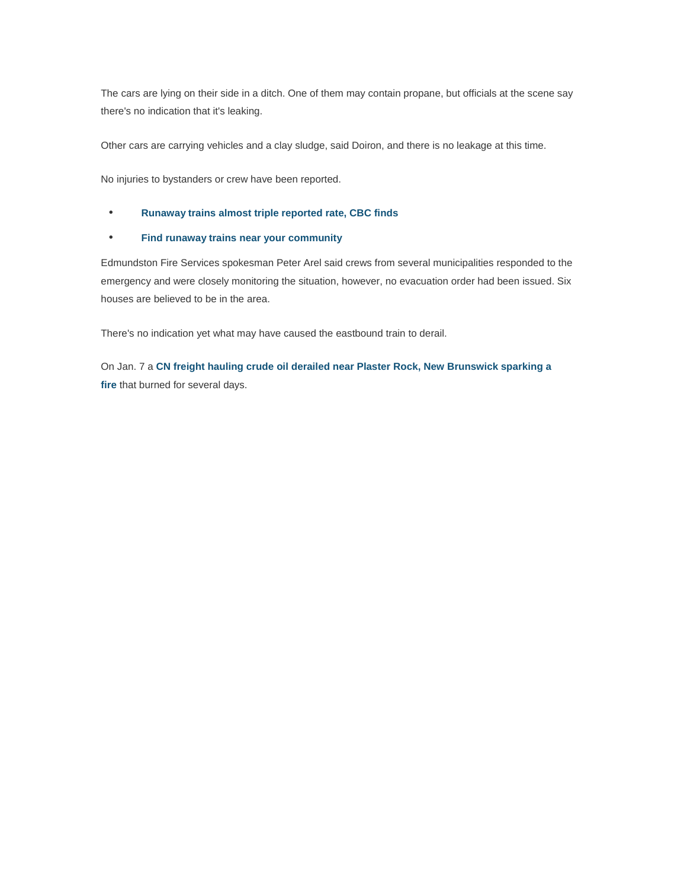The cars are lying on their side in a ditch. One of them may contain propane, but officials at the scene say there's no indication that it's leaking.

Other cars are carrying vehicles and a clay sludge, said Doiron, and there is no leakage at this time.

No injuries to bystanders or crew have been reported.

- **Runaway trains almost triple reported rate, CBC finds**
- **Find runaway trains near your community**

Edmundston Fire Services spokesman Peter Arel said crews from several municipalities responded to the emergency and were closely monitoring the situation, however, no evacuation order had been issued. Six houses are believed to be in the area.

There's no indication yet what may have caused the eastbound train to derail.

On Jan. 7 a **CN freight hauling crude oil derailed near Plaster Rock, New Brunswick sparking a fire** that burned for several days.